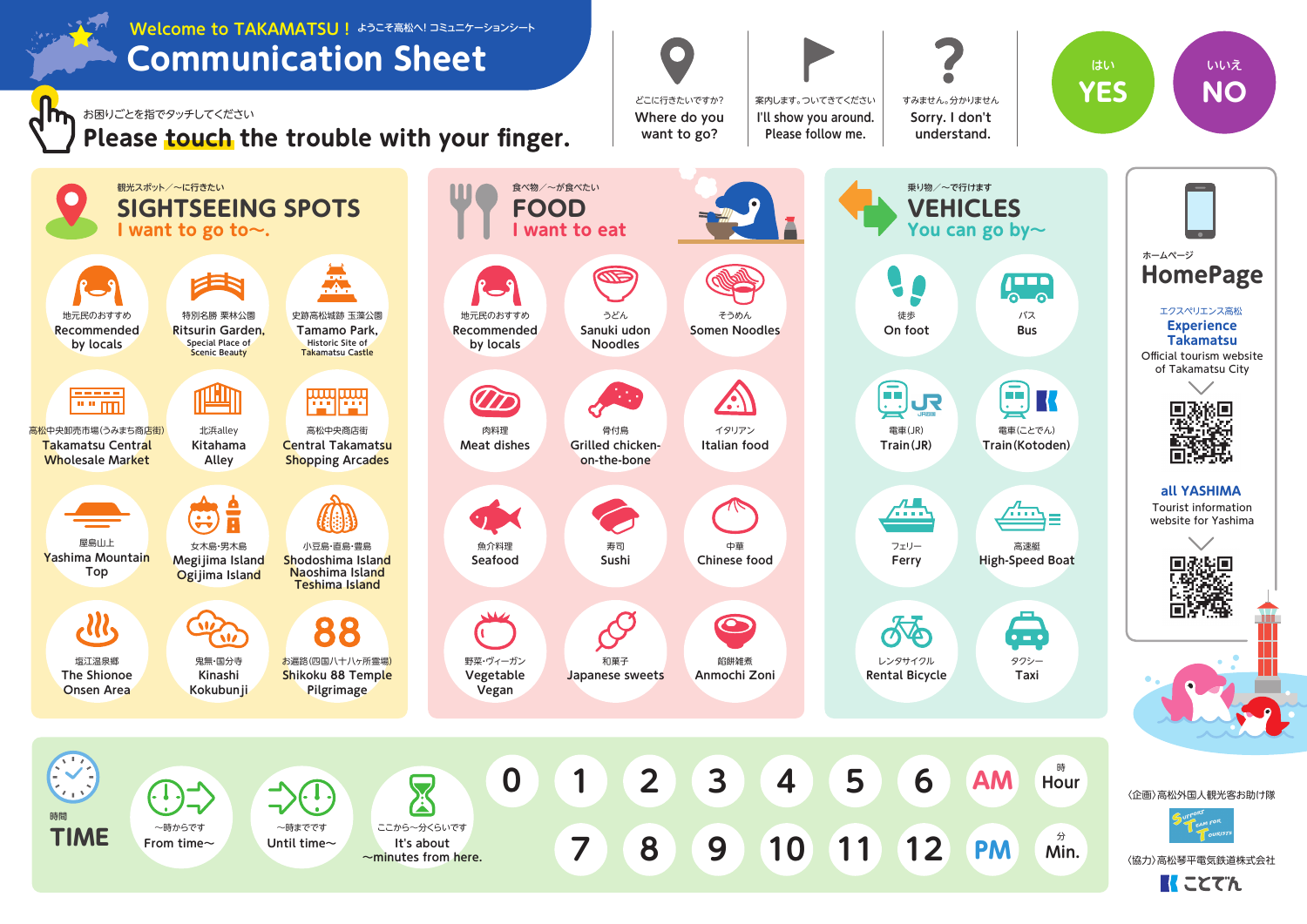# Welcome to TAKAMATSU！ ようこそ高松へ! コミュニケーションシート

# Communication Sheet

お困りごとを指でタッチしてください

**Please touch the trouble with your finger.**

- どこに行きたいですか? Where do you want to go?
- 案内します。ついてきてください I'll show you around. Please follow me.
- すみません。分かりません Sorry. I don't understand.
- はい YES
- いいえ NO

## 観光スポット／〜に行きたい SIGHTSEEING SPOTS I want to go to〜.

- 地元民のおすすめ Recommended by locals
- 特別名勝 栗林公園 Ritsurin Garden, Special Place of Scenic Beauty
- 史跡高松城跡 玉藻公園 Tamamo Park, Historic Site of Takamatsu Castle
- 高松中央卸売市場(うみまち商店街) Takamatsu Central Wholesale Market
- 北浜alley Kitahama Alley
- 高松中央商店街 Central Takamatsu Shopping Arcades
- 屋島山上 Yashima Mountain Top
- 女木島・男木島 Megijima Island Ogijima Island
- 小豆島・直島・豊島 Shodoshima Island Naoshima Island Teshima Island
- 塩江温泉郷 The Shionoe Onsen Area
- 鬼無・国分寺 Kinashi Kokubunji
- お遍路(四国八十八ヶ所霊場) Shikoku 88 Temple Pilgrimage

## 食べ物／〜が食べたい FOOD I want to eat

- 地元民のおすすめ Recommended by locals
- うどん Sanuki udon Noodles
- そうめん Somen Noodles
- 肉料理 Meat dishes
- 骨付鳥 Grilled chicken-on-the-bone
- イタリアン Italian food
- 魚介料理 Seafood
- 寿司 Sushi
- 中華 Chinese food
- 野菜・ヴィーガン Vegetable Vegan
- 和菓子 Japanese sweets
- 餡餅雑煮 Anmochi Zoni

## 乗り物／〜で行けます VEHICLES You can go by〜

- 徒歩 On foot
- バス Bus
- 電車(JR) Train(JR)
- 電車(ことでん) Train(Kotoden)
- フェリー Ferry
- 高速艇 High-Speed Boat
- レンタサイクル Rental Bicycle
- タクシー Taxi

## ホームページ HomePage

エクスペリエンス高松 **Experience Takamatsu** Official tourism website of Takamatsu City

**all YASHIMA** Tourist information website for Yashima

## 時間 TIME

- 〜時からです From time〜
- 〜時までです Until time〜
- ここから〜分くらいです It's about 〜minutes from here.

0 1 2 3 4 5 6 AM 時 Hour

7 8 9 10 11 12 PM 分 Min.

〈企画〉高松外国人観光客お助け隊

〈協力〉高松琴平電気鉄道株式会社

ことでん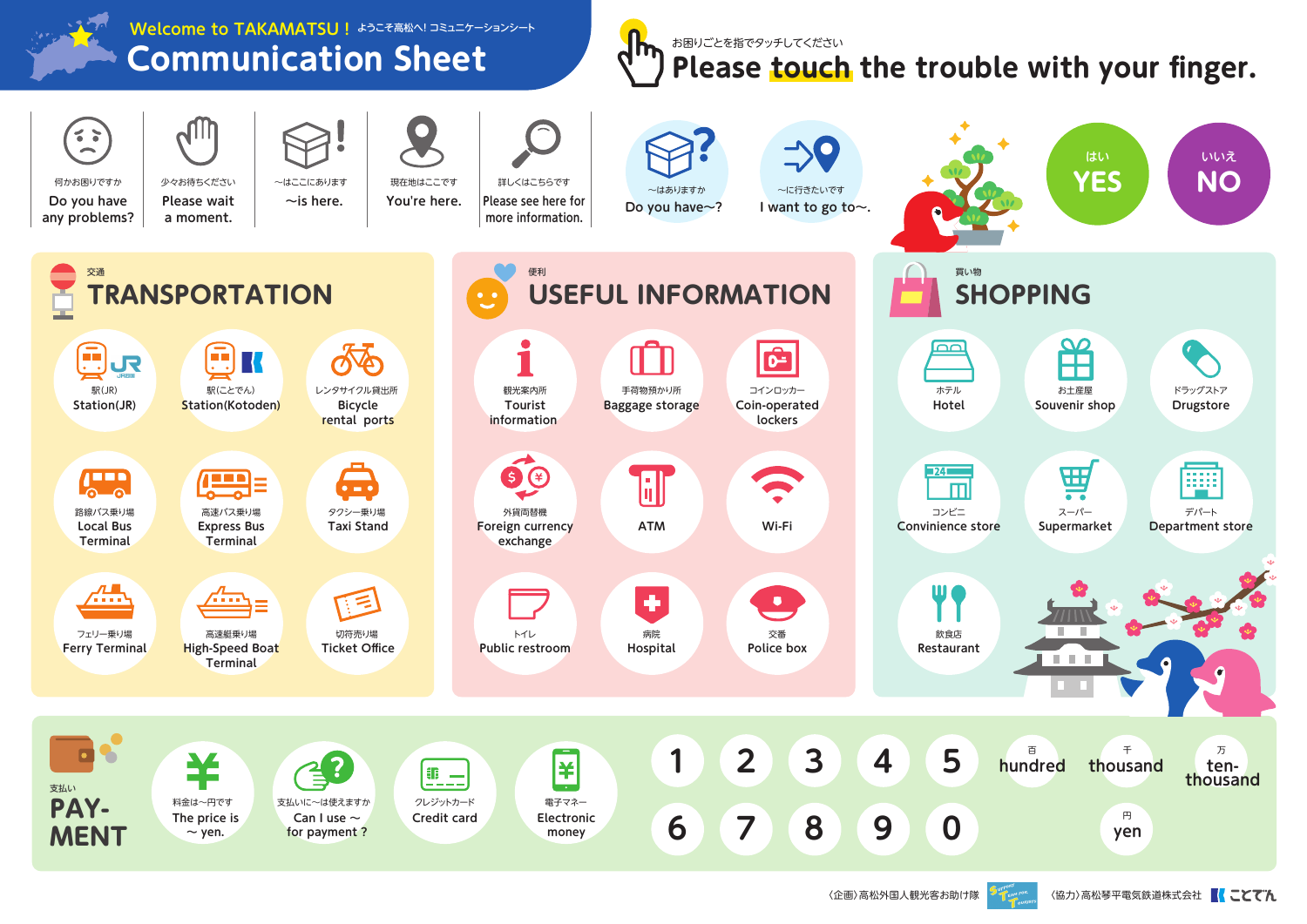# Welcome to TAKAMATSU！ ようこそ高松へ! コミュニケーションシート
# Communication Sheet

お困りごとを指でタッチしてください
**Please touch the trouble with your finger.**

- 何かお困りですか — Do you have any problems?
- 少々お待ちください — Please wait a moment.
- ～はここにあります — ～is here.
- 現在地はここです — You're here.
- 詳しくはこちらです — Please see here for more information.
- ～はありますか — Do you have～?
- ～に行きたいです — I want to go to～.
- はい — YES
- いいえ — NO

## 交通 TRANSPORTATION

- 駅(JR) — Station(JR)
- 駅(ことでん) — Station(Kotoden)
- レンタサイクル貸出所 — Bicycle rental ports
- 路線バス乗り場 — Local Bus Terminal
- 高速バス乗り場 — Express Bus Terminal
- タクシー乗り場 — Taxi Stand
- フェリー乗り場 — Ferry Terminal
- 高速艇乗り場 — High-Speed Boat Terminal
- 切符売り場 — Ticket Office

## 便利 USEFUL INFORMATION

- 観光案内所 — Tourist information
- 手荷物預かり所 — Baggage storage
- コインロッカー — Coin-operated lockers
- 外貨両替機 — Foreign currency exchange
- ATM
- Wi-Fi
- トイレ — Public restroom
- 病院 — Hospital
- 交番 — Police box

## 買い物 SHOPPING

- ホテル — Hotel
- お土産屋 — Souvenir shop
- ドラッグストア — Drugstore
- コンビニ — Convinience store
- スーパー — Supermarket
- デパート — Department store
- 飲食店 — Restaurant

## 支払い PAY-MENT

- 料金は～円です — The price is ～ yen.
- 支払いに～は使えますか — Can I use ～ for payment ?
- クレジットカード — Credit card
- 電子マネー — Electronic money

1 2 3 4 5 6 7 8 9 0

- 百 — hundred
- 千 — thousand
- 万 — ten-thousand
- 円 — yen

〈企画〉高松外国人観光客お助け隊　〈協力〉高松琴平電気鉄道株式会社 ことでん